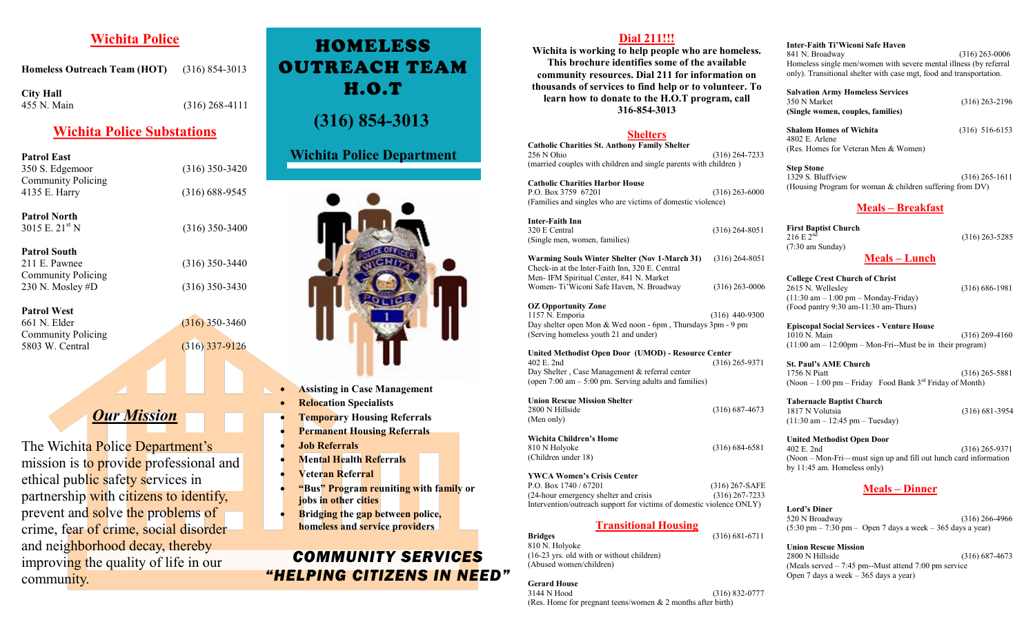## Wichita Police

| | |
|---|---|
| **Homeless Outreach Team (HOT)** | (316) 854-3013 |
| **City Hall** 455 N. Main | (316) 268-4111 |

## Wichita Police Substations

| | |
|---|---|
| **Patrol East** 350 S. Edgemoor | (316) 350-3420 |
| Community Policing 4135 E. Harry | (316) 688-9545 |
| **Patrol North** 3015 E. 21st N | (316) 350-3400 |
| **Patrol South** 211 E. Pawnee | (316) 350-3440 |
| Community Policing 230 N. Mosley #D | (316) 350-3430 |
| **Patrol West** 661 N. Elder | (316) 350-3460 |
| Community Policing 5803 W. Central | (316) 337-9126 |

## *Our Mission*

The Wichita Police Department's mission is to provide professional and ethical public safety services in partnership with citizens to identify, prevent and solve the problems of crime, fear of crime, social disorder and neighborhood decay, thereby improving the quality of life in our community.

# HOMELESS OUTREACH TEAM H.O.T

## (316) 854-3013

## Wichita Police Department

- **Assisting in Case Management**
- **Relocation Specialists**
- **Temporary Housing Referrals**
- **Permanent Housing Referrals**
- **Job Referrals**
- **Mental Health Referrals**
- **Veteran Referral**
- **"Bus" Program reuniting with family or jobs in other cities**
- **Bridging the gap between police, homeless and service providers**

## *COMMUNITY SERVICES "HELPING CITIZENS IN NEED"*

## Dial 211!!!

**Wichita is working to help people who are homeless. This brochure identifies some of the available community resources. Dial 211 for information on thousands of services to find help or to volunteer. To learn how to donate to the H.O.T program, call 316-854-3013**

## Shelters

**Catholic Charities St. Anthony Family Shelter**
256 N Ohio — (316) 264-7233
(married couples with children and single parents with children )

**Catholic Charities Harbor House**
P.O. Box 3759 67201 — (316) 263-6000
(Families and singles who are victims of domestic violence)

**Inter-Faith Inn**
320 E Central — (316) 264-8051
(Single men, women, families)

**Warming Souls Winter Shelter (Nov 1-March 31)** — (316) 264-8051
Check-in at the Inter-Faith Inn, 320 E. Central
Men- IFM Spiritual Center, 841 N. Market
Women- Ti'Wiconi Safe Haven, N. Broadway — (316) 263-0006

**OZ Opportunity Zone**
1157 N. Emporia — (316) 440-9300
Day shelter open Mon & Wed noon - 6pm , Thursdays 3pm - 9 pm
(Serving homeless youth 21 and under)

**United Methodist Open Door (UMOD) - Resource Center**
402 E. 2nd — (316) 265-9371
Day Shelter , Case Management & referral center
(open 7:00 am – 5:00 pm. Serving adults and families)

**Union Rescue Mission Shelter**
2800 N Hillside — (316) 687-4673
(Men only)

**Wichita Children's Home**
810 N Holyoke — (316) 684-6581
(Children under 18)

**YWCA Women's Crisis Center**
P.O. Box 1740 / 67201 — (316) 267-SAFE
(24-hour emergency shelter and crisis — (316) 267-7233
Intervention/outreach support for victims of domestic violence ONLY)

## Transitional Housing

**Bridges** — (316) 681-6711
810 N. Holyoke
(16-23 yrs. old with or without children)
(Abused women/children)

**Gerard House**
3144 N Hood — (316) 832-0777
(Res. Home for pregnant teens/women & 2 months after birth)

**Inter-Faith Ti'Wiconi Safe Haven**
841 N. Broadway — (316) 263-0006
Homeless single men/women with severe mental illness (by referral only). Transitional shelter with case mgt, food and transportation.

**Salvation Army Homeless Services**
350 N Market — (316) 263-2196
**(Single women, couples, families)**

**Shalom Homes of Wichita** — (316) 516-6153
4802 E. Arlene
(Res. Homes for Veteran Men & Women)

**Step Stone**
1329 S. Bluffview — (316) 265-1611
(Housing Program for woman & children suffering from DV)

## Meals – Breakfast

**First Baptist Church**
216 E 2nd — (316) 263-5285
(7:30 am Sunday)

## Meals – Lunch

**College Crest Church of Christ**
2615 N. Wellesley — (316) 686-1981
(11:30 am – 1:00 pm – Monday-Friday)
(Food pantry 9:30 am-11:30 am-Thurs)

**Episcopal Social Services - Venture House**
1010 N. Main — (316) 269-4160
(11:00 am – 12:00pm – Mon-Fri--Must be in their program)

**St. Paul's AME Church**
1756 N Piatt — (316) 265-5881
(Noon – 1:00 pm – Friday Food Bank 3rd Friday of Month)

**Tabernacle Baptist Church**
1817 N Volutsia — (316) 681-3954
(11:30 am – 12:45 pm – Tuesday)

**United Methodist Open Door**
402 E. 2nd — (316) 265-9371
(Noon – Mon-Fri—must sign up and fill out lunch card information by 11:45 am. Homeless only)

## Meals – Dinner

**Lord's Diner**
520 N Broadway — (316) 266-4966
(5:30 pm – 7:30 pm – Open 7 days a week – 365 days a year)

**Union Rescue Mission**
2800 N Hillside — (316) 687-4673
(Meals served – 7:45 pm--Must attend 7:00 pm service
Open 7 days a week – 365 days a year)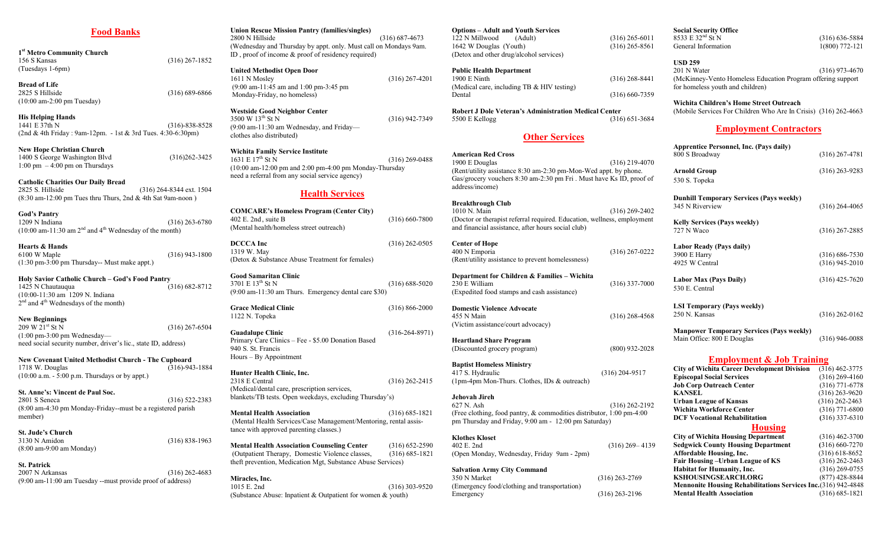## Food Banks

**1st Metro Community Church**
156 S Kansas (316) 267-1852
(Tuesdays 1-6pm)

**Bread of Life**
2825 S Hillside (316) 689-6866
(10:00 am-2:00 pm Tuesday)

**His Helping Hands**
1441 E 37th N (316)-838-8528
(2nd & 4th Friday : 9am-12pm. - 1st & 3rd Tues. 4:30-6:30pm)

**New Hope Christian Church**
1400 S George Washington Blvd (316)262-3425
1:00 pm – 4:00 pm on Thursdays

**Catholic Charities Our Daily Bread**
2825 S. Hillside (316) 264-8344 ext. 1504
(8:30 am-12:00 pm Tues thru Thurs, 2nd & 4th Sat 9am-noon )

**God's Pantry**
1209 N Indiana (316) 263-6780
(10:00 am-11:30 am 2nd and 4th Wednesday of the month)

**Hearts & Hands**
6100 W Maple (316) 943-1800
(1:30 pm-3:00 pm Thursday-- Must make appt.)

**Holy Savior Catholic Church – God's Food Pantry**
1425 N Chautauqua (316) 682-8712
(10:00-11:30 am 1209 N. Indiana
2nd and 4th Wednesdays of the month)

**New Beginnings**
209 W 21st St N (316) 267-6504
(1:00 pm-3:00 pm Wednesday—
need social security number, driver's lic., state ID, address)

**New Covenant United Methodist Church - The Cupboard**
1718 W. Douglas (316)-943-1884
(10:00 a.m. - 5:00 p.m. Thursdays or by appt.)

**St. Anne's: Vincent de Paul Soc.**
2801 S Seneca (316) 522-2383
(8:00 am-4:30 pm Monday-Friday--must be a registered parish member)

**St. Jude's Church**
3130 N Amidon (316) 838-1963
(8:00 am-9:00 am Monday)

**St. Patrick**
2007 N Arkansas (316) 262-4683
(9:00 am-11:00 am Tuesday --must provide proof of address)

**Union Rescue Mission Pantry (families/singles)**
2800 N Hillside (316) 687-4673
(Wednesday and Thursday by appt. only. Must call on Mondays 9am. ID , proof of income & proof of residency required)

**United Methodist Open Door**
1611 N Mosley (316) 267-4201
(9:00 am-11:45 am and 1:00 pm-3:45 pm
Monday-Friday, no homeless)

**Westside Good Neighbor Center**
3500 W 13th St N (316) 942-7349
(9:00 am-11:30 am Wednesday, and Friday—
clothes also distributed)

**Wichita Family Service Institute**
1631 E 17th St N (316) 269-0488
(10:00 am-12:00 pm and 2:00 pm-4:00 pm Monday-Thursday
need a referral from any social service agency)

## Health Services

**COMCARE's Homeless Program (Center City)**
402 E. 2nd , suite B (316) 660-7800
(Mental health/homeless street outreach)

**DCCCA Inc** (316) 262-0505
1319 W. May
(Detox & Substance Abuse Treatment for females)

**Good Samaritan Clinic**
3701 E 13th St N (316) 688-5020
(9:00 am-11:30 am Thurs. Emergency dental care $30)

**Grace Medical Clinic** (316) 866-2000
1122 N. Topeka

**Guadalupe Clinic** (316-264-8971)
Primary Care Clinics – Fee - $5.00 Donation Based
940 S. St. Francis
Hours – By Appointment

**Hunter Health Clinic, Inc.**
2318 E Central (316) 262-2415
(Medical/dental care, prescription services,
blankets/TB tests. Open weekdays, excluding Thursday's)

**Mental Health Association** (316) 685-1821
(Mental Health Services/Case Management/Mentoring, rental assistance with approved parenting classes.)

**Mental Health Association Counseling Center** (316) 652-2590
(Outpatient Therapy, Domestic Violence classes, (316) 685-1821
theft prevention, Medication Mgt, Substance Abuse Services)

**Miracles, Inc.**
1015 E. 2nd (316) 303-9520
(Substance Abuse: Inpatient & Outpatient for women & youth)

**Options – Adult and Youth Services**
122 N Millwood (Adult) (316) 265-6011
1642 W Douglas (Youth) (316) 265-8561
(Detox and other drug/alcohol services)

**Public Health Department**
1900 E Ninth (316) 268-8441
(Medical care, including TB & HIV testing)
Dental (316) 660-7359

**Robert J Dole Veteran's Administration Medical Center**
5500 E Kellogg (316) 651-3684

## Other Services

**American Red Cross**
1900 E Douglas (316) 219-4070
(Rent/utility assistance 8:30 am-2:30 pm-Mon-Wed appt. by phone. Gas/grocery vouchers 8:30 am-2:30 pm Fri . Must have Ks ID, proof of address/income)

**Breakthrough Club**
1010 N. Main (316) 269-2402
(Doctor or therapist referral required. Education, wellness, employment and financial assistance, after hours social club)

**Center of Hope**
400 N Emporia (316) 267-0222
(Rent/utility assistance to prevent homelessness)

**Department for Children & Families – Wichita**
230 E William (316) 337-7000
(Expedited food stamps and cash assistance)

**Domestic Violence Advocate**
455 N Main (316) 268-4568
(Victim assistance/court advocacy)

**Heartland Share Program**
(Discounted grocery program) (800) 932-2028

**Baptist Homeless Ministry**
417 S. Hydraulic (316) 204-9517
(1pm-4pm Mon-Thurs. Clothes, IDs & outreach)

**Jehovah Jireh**
627 N. Ash (316) 262-2192
(Free clothing, food pantry, & commodities distributor, 1:00 pm-4:00 pm Thursday and Friday, 9:00 am - 12:00 pm Saturday)

**Klothes Kloset**
402 E. 2nd (316) 269– 4139
(Open Monday, Wednesday, Friday 9am - 2pm)

**Salvation Army City Command**
350 N Market (316) 263-2769
(Emergency food/clothing and transportation)
Emergency (316) 263-2196

**Social Security Office**
8533 E 32nd St N (316) 636-5884
General Information 1(800) 772-121

**USD 259**
201 N Water (316) 973-4670
(McKinney-Vento Homeless Education Program offering support for homeless youth and children)

**Wichita Children's Home Street Outreach**
(Mobile Services For Children Who Are In Crisis) (316) 262-4663

## Employment Contractors

**Apprentice Personnel, Inc. (Pays daily)**
800 S Broadway (316) 267-4781

**Arnold Group** (316) 263-9283
530 S. Topeka

**Dunhill Temporary Services (Pays weekly)**
345 N Riverview (316) 264-4065

**Kelly Services (Pays weekly)**
727 N Waco (316) 267-2885

**Labor Ready (Pays daily)**
3900 E Harry (316) 686-7530
4925 W Central (316) 945-2010

**Labor Max (Pays Daily)** (316) 425-7620
530 E. Central

**LSI Temporary (Pays weekly)**
250 N. Kansas (316) 262-0162

**Manpower Temporary Services (Pays weekly)**
Main Office: 800 E Douglas (316) 946-0088

## Employment & Job Training

| | |
|---|---|
| **City of Wichita Career Development Division** | (316) 462-3775 |
| **Episcopal Social Services** | (316) 269-4160 |
| **Job Corp Outreach Center** | (316) 771-6778 |
| **KANSEL** | (316) 263-9620 |
| **Urban League of Kansas** | (316) 262-2463 |
| **Wichita Workforce Center** | (316) 771-6800 |
| **DCF Vocational Rehabilitation** | (316) 337-6310 |

## Housing

| | |
|---|---|
| **City of Wichita Housing Department** | (316) 462-3700 |
| **Sedgwick County Housing Department** | (316) 660-7270 |
| **Affordable Housing, Inc.** | (316) 618-8652 |
| **Fair Housing –Urban League of KS** | (316) 262-2463 |
| **Habitat for Humanity, Inc.** | (316) 269-0755 |
| **KSHOUSINGSEARCH.ORG** | (877) 428-8844 |
| **Mennonite Housing Rehabilitations Services Inc.** | (316) 942-4848 |
| **Mental Health Association** | (316) 685-1821 |